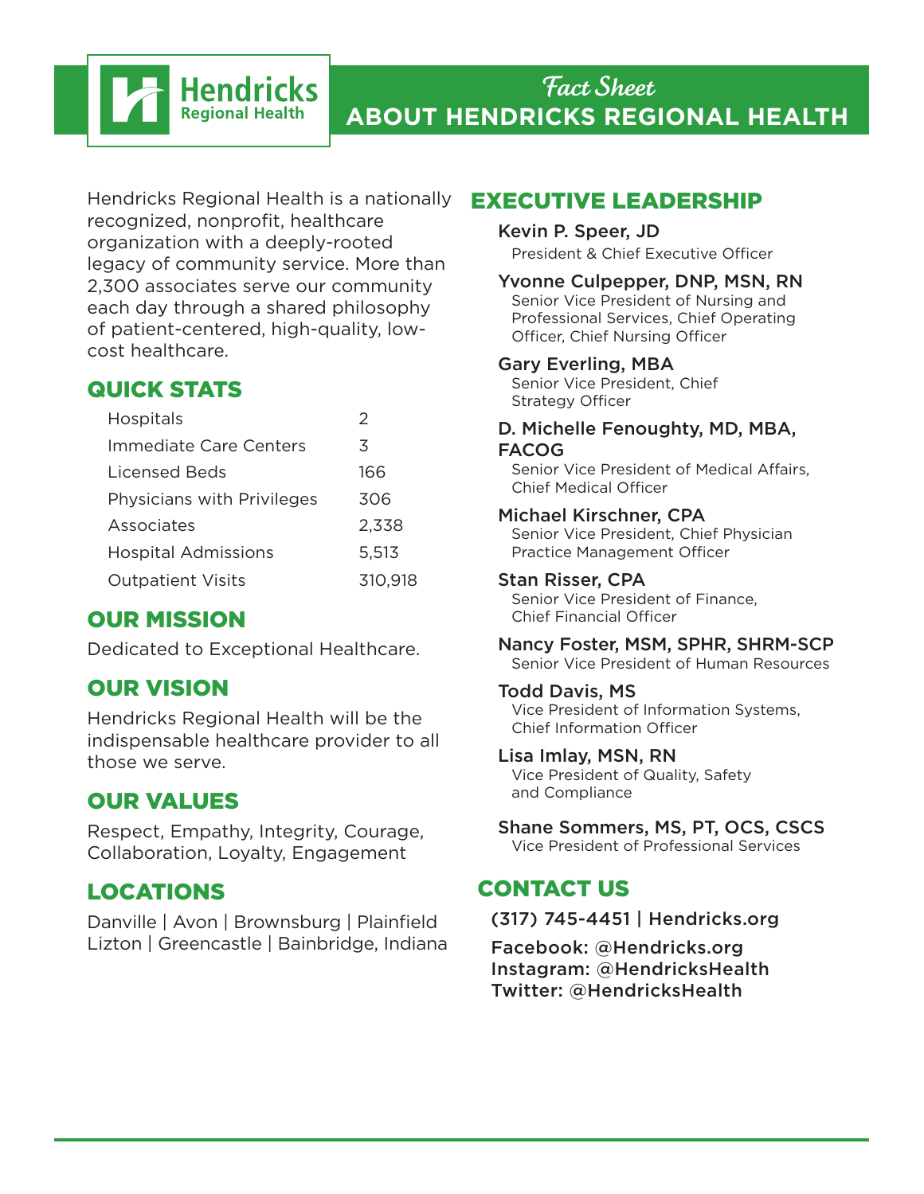Hendricks Regional Health

# *Fact Sheet*
# ABOUT HENDRICKS REGIONAL HEALTH

Hendricks Regional Health is a nationally recognized, nonprofit, healthcare organization with a deeply-rooted legacy of community service. More than 2,300 associates serve our community each day through a shared philosophy of patient-centered, high-quality, low-cost healthcare.

## QUICK STATS

| | |
|---|---|
| Hospitals | 2 |
| Immediate Care Centers | 3 |
| Licensed Beds | 166 |
| Physicians with Privileges | 306 |
| Associates | 2,338 |
| Hospital Admissions | 5,513 |
| Outpatient Visits | 310,918 |

## OUR MISSION

Dedicated to Exceptional Healthcare.

## OUR VISION

Hendricks Regional Health will be the indispensable healthcare provider to all those we serve.

## OUR VALUES

Respect, Empathy, Integrity, Courage, Collaboration, Loyalty, Engagement

## LOCATIONS

Danville | Avon | Brownsburg | Plainfield
Lizton | Greencastle | Bainbridge, Indiana

## EXECUTIVE LEADERSHIP

**Kevin P. Speer, JD**
President & Chief Executive Officer

**Yvonne Culpepper, DNP, MSN, RN**
Senior Vice President of Nursing and Professional Services, Chief Operating Officer, Chief Nursing Officer

**Gary Everling, MBA**
Senior Vice President, Chief Strategy Officer

**D. Michelle Fenoughty, MD, MBA, FACOG**
Senior Vice President of Medical Affairs, Chief Medical Officer

**Michael Kirschner, CPA**
Senior Vice President, Chief Physician Practice Management Officer

**Stan Risser, CPA**
Senior Vice President of Finance, Chief Financial Officer

**Nancy Foster, MSM, SPHR, SHRM-SCP**
Senior Vice President of Human Resources

**Todd Davis, MS**
Vice President of Information Systems, Chief Information Officer

**Lisa Imlay, MSN, RN**
Vice President of Quality, Safety and Compliance

**Shane Sommers, MS, PT, OCS, CSCS**
Vice President of Professional Services

## CONTACT US

(317) 745-4451 | Hendricks.org

Facebook: @Hendricks.org
Instagram: @HendricksHealth
Twitter: @HendricksHealth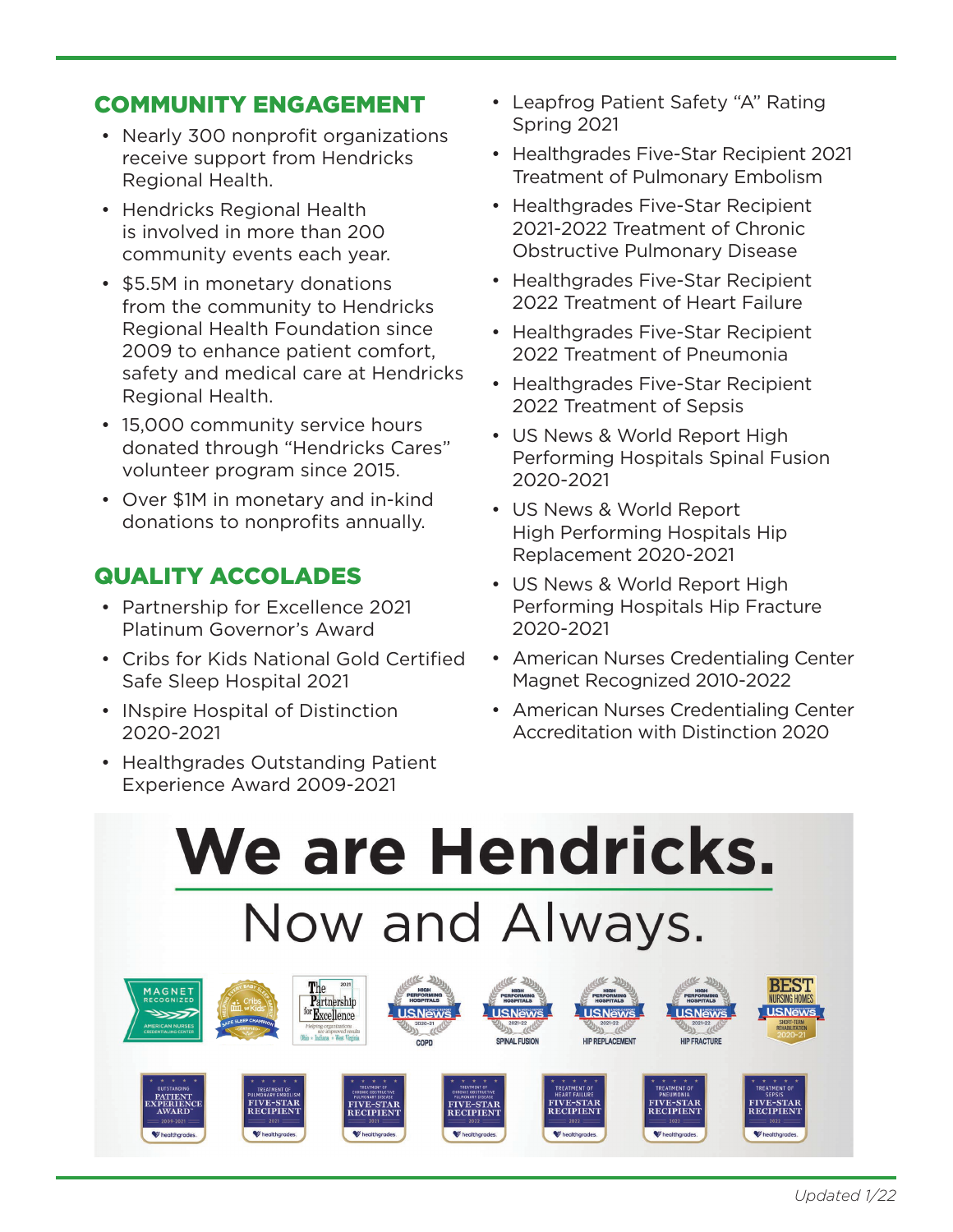## COMMUNITY ENGAGEMENT

- Nearly 300 nonprofit organizations receive support from Hendricks Regional Health.
- Hendricks Regional Health is involved in more than 200 community events each year.
- $5.5M in monetary donations from the community to Hendricks Regional Health Foundation since 2009 to enhance patient comfort, safety and medical care at Hendricks Regional Health.
- 15,000 community service hours donated through "Hendricks Cares" volunteer program since 2015.
- Over $1M in monetary and in-kind donations to nonprofits annually.

## QUALITY ACCOLADES

- Partnership for Excellence 2021 Platinum Governor's Award
- Cribs for Kids National Gold Certified Safe Sleep Hospital 2021
- INspire Hospital of Distinction 2020-2021
- Healthgrades Outstanding Patient Experience Award 2009-2021
- Leapfrog Patient Safety "A" Rating Spring 2021
- Healthgrades Five-Star Recipient 2021 Treatment of Pulmonary Embolism
- Healthgrades Five-Star Recipient 2021-2022 Treatment of Chronic Obstructive Pulmonary Disease
- Healthgrades Five-Star Recipient 2022 Treatment of Heart Failure
- Healthgrades Five-Star Recipient 2022 Treatment of Pneumonia
- Healthgrades Five-Star Recipient 2022 Treatment of Sepsis
- US News & World Report High Performing Hospitals Spinal Fusion 2020-2021
- US News & World Report High Performing Hospitals Hip Replacement 2020-2021
- US News & World Report High Performing Hospitals Hip Fracture 2020-2021
- American Nurses Credentialing Center Magnet Recognized 2010-2022
- American Nurses Credentialing Center Accreditation with Distinction 2020

# We are Hendricks.

Now and Always.

*Updated 1/22*